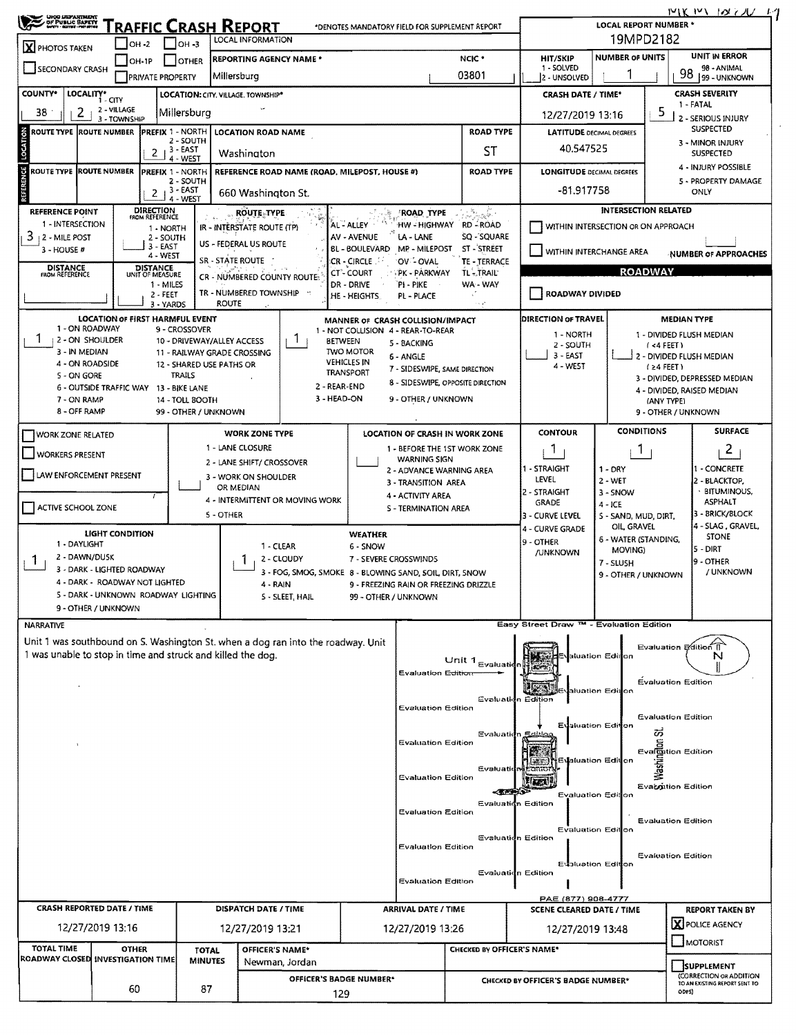# TRAFFIC CRASH REPORT

OHIO DEPARTMENT OF PUBLIC SAFETY

*DENOTES MANDATORY FIELD FOR SUPPLEMENT REPORT

| | |
|---|---|
| LOCAL REPORT NUMBER * | 19MPD2182 |
| [X] PHOTOS TAKEN | [ ] OH -2 [ ] OH -3 [ ] OH-1P [ ] OTHER |
| [ ] SECONDARY CRASH | [ ] PRIVATE PROPERTY |
| LOCAL INFORMATION | |
| REPORTING AGENCY NAME * | Millersburg |
| NCIC * | 03801 |
| HIT/SKIP | 1 - SOLVED, 2 - UNSOLVED |
| NUMBER OF UNITS | 1 |
| UNIT IN ERROR | 98 (98 - ANIMAL, 99 - UNKNOWN) |
| COUNTY* | 38 |
| LOCALITY* (1 - CITY, 2 - VILLAGE, 3 - TOWNSHIP) | 2 |
| LOCATION: CITY, VILLAGE, TOWNSHIP* | Millersburg |
| CRASH DATE / TIME* | 12/27/2019 13:16 |
| CRASH SEVERITY | 5 (1 - FATAL, 2 - SERIOUS INJURY SUSPECTED, 3 - MINOR INJURY SUSPECTED, 4 - INJURY POSSIBLE, 5 - PROPERTY DAMAGE ONLY) |

## LOCATION

| ROUTE TYPE | ROUTE NUMBER | PREFIX (1 - NORTH, 2 - SOUTH, 3 - EAST, 4 - WEST) | LOCATION ROAD NAME | ROAD TYPE | LATITUDE DECIMAL DEGREES |
|---|---|---|---|---|---|
| | | 2 | Washington | ST | 40.547525 |

## REFERENCE

| ROUTE TYPE | ROUTE NUMBER | PREFIX (1 - NORTH, 2 - SOUTH, 3 - EAST, 4 - WEST) | REFERENCE ROAD NAME (ROAD, MILEPOST, HOUSE #) | ROAD TYPE | LONGITUDE DECIMAL DEGREES |
|---|---|---|---|---|---|
| | | 2 | 660 Washington St. | | -81.917758 |

| | |
|---|---|
| REFERENCE POINT (1 - INTERSECTION, 2 - MILE POST, 3 - HOUSE #) | 3 |
| DIRECTION FROM REFERENCE (1 - NORTH, 2 - SOUTH, 3 - EAST, 4 - WEST) | |
| DISTANCE FROM REFERENCE | |
| DISTANCE UNIT OF MEASURE (1 - MILES, 2 - FEET, 3 - YARDS) | |

ROUTE TYPE: IR - INTERSTATE ROUTE (TP), US - FEDERAL US ROUTE, SR - STATE ROUTE, CR - NUMBERED COUNTY ROUTE, TR - NUMBERED TOWNSHIP ROUTE

ROAD TYPE: AL - ALLEY, AV - AVENUE, BL - BOULEVARD, CR - CIRCLE, CT - COURT, DR - DRIVE, HE - HEIGHTS, HW - HIGHWAY, LA - LANE, MP - MILEPOST, OV - OVAL, PK - PARKWAY, PI - PIKE, PL - PLACE, RD - ROAD, SQ - SQUARE, ST - STREET, TE - TERRACE, TL - TRAIL, WA - WAY

## INTERSECTION RELATED

[ ] WITHIN INTERSECTION OR ON APPROACH

[ ] WITHIN INTERCHANGE AREA — NUMBER OF APPROACHES:

## ROADWAY

[ ] ROADWAY DIVIDED

| | |
|---|---|
| LOCATION OF FIRST HARMFUL EVENT | 1 |
| MANNER OF CRASH COLLISION/IMPACT | 1 |
| DIRECTION OF TRAVEL | |
| MEDIAN TYPE | |

LOCATION OF FIRST HARMFUL EVENT: 1 - ON ROADWAY, 2 - ON SHOULDER, 3 - IN MEDIAN, 4 - ON ROADSIDE, 5 - ON GORE, 6 - OUTSIDE TRAFFIC WAY, 7 - ON RAMP, 8 - OFF RAMP, 9 - CROSSOVER, 10 - DRIVEWAY/ALLEY ACCESS, 11 - RAILWAY GRADE CROSSING, 12 - SHARED USE PATHS OR TRAILS, 13 - BIKE LANE, 14 - TOLL BOOTH, 99 - OTHER / UNKNOWN

MANNER OF CRASH COLLISION/IMPACT: 1 - NOT COLLISION BETWEEN TWO MOTOR VEHICLES IN TRANSPORT, 2 - REAR-END, 3 - HEAD-ON, 4 - REAR-TO-REAR, 5 - BACKING, 6 - ANGLE, 7 - SIDESWIPE, SAME DIRECTION, 8 - SIDESWIPE, OPPOSITE DIRECTION, 9 - OTHER / UNKNOWN

DIRECTION OF TRAVEL: 1 - NORTH, 2 - SOUTH, 3 - EAST, 4 - WEST

MEDIAN TYPE: 1 - DIVIDED FLUSH MEDIAN (<4 FEET), 2 - DIVIDED FLUSH MEDIAN (≥4 FEET), 3 - DIVIDED, DEPRESSED MEDIAN, 4 - DIVIDED, RAISED MEDIAN (ANY TYPE), 9 - OTHER / UNKNOWN

## WORK ZONE

[ ] WORK ZONE RELATED

[ ] WORKERS PRESENT

[ ] LAW ENFORCEMENT PRESENT

[ ] ACTIVE SCHOOL ZONE

WORK ZONE TYPE: 1 - LANE CLOSURE, 2 - LANE SHIFT/ CROSSOVER, 3 - WORK ON SHOULDER OR MEDIAN, 4 - INTERMITTENT OR MOVING WORK, 5 - OTHER

LOCATION OF CRASH IN WORK ZONE: 1 - BEFORE THE 1ST WORK ZONE WARNING SIGN, 2 - ADVANCE WARNING AREA, 3 - TRANSITION AREA, 4 - ACTIVITY AREA, 5 - TERMINATION AREA

| CONTOUR | CONDITIONS | SURFACE |
|---|---|---|
| 1 | 1 | 2 |

CONTOUR: 1 - STRAIGHT LEVEL, 2 - STRAIGHT GRADE, 3 - CURVE LEVEL, 4 - CURVE GRADE, 9 - OTHER /UNKNOWN

CONDITIONS: 1 - DRY, 2 - WET, 3 - SNOW, 4 - ICE, 5 - SAND, MUD, DIRT, OIL, GRAVEL, 6 - WATER (STANDING, MOVING), 7 - SLUSH, 9 - OTHER / UNKNOWN

SURFACE: 1 - CONCRETE, 2 - BLACKTOP, BITUMINOUS, ASPHALT, 3 - BRICK/BLOCK, 4 - SLAG, GRAVEL, STONE, 5 - DIRT, 9 - OTHER / UNKNOWN

| LIGHT CONDITION | WEATHER |
|---|---|
| 1 | 1 |

LIGHT CONDITION: 1 - DAYLIGHT, 2 - DAWN/DUSK, 3 - DARK - LIGHTED ROADWAY, 4 - DARK - ROADWAY NOT LIGHTED, 5 - DARK - UNKNOWN ROADWAY LIGHTING, 9 - OTHER / UNKNOWN

WEATHER: 1 - CLEAR, 2 - CLOUDY, 3 - FOG, SMOG, SMOKE, 4 - RAIN, 5 - SLEET, HAIL, 6 - SNOW, 7 - SEVERE CROSSWINDS, 8 - BLOWING SAND, SOIL, DIRT, SNOW, 9 - FREEZING RAIN OR FREEZING DRIZZLE, 99 - OTHER / UNKNOWN

## NARRATIVE

Unit 1 was southbound on S. Washington St. when a dog ran into the roadway. Unit 1 was unable to stop in time and struck and killed the dog.

Diagram labels: Unit 1, Washington St., N — Easy Street Draw™ - Evaluation Edition, PAE (877) 908-4777

| CRASH REPORTED DATE / TIME | DISPATCH DATE / TIME | ARRIVAL DATE / TIME | SCENE CLEARED DATE / TIME | REPORT TAKEN BY |
|---|---|---|---|---|
| 12/27/2019 13:16 | 12/27/2019 13:21 | 12/27/2019 13:26 | 12/27/2019 13:48 | [X] POLICE AGENCY [ ] MOTORIST |

| TOTAL TIME ROADWAY CLOSED | OTHER INVESTIGATION TIME | TOTAL MINUTES | OFFICER'S NAME* | CHECKED BY OFFICER'S NAME* | |
|---|---|---|---|---|---|
| | 60 | 87 | Newman, Jordan | | [ ] SUPPLEMENT (CORRECTION OR ADDITION TO AN EXISTING REPORT SENT TO ODPS) |
| | | | OFFICER'S BADGE NUMBER*: 129 | CHECKED BY OFFICER'S BADGE NUMBER*: | |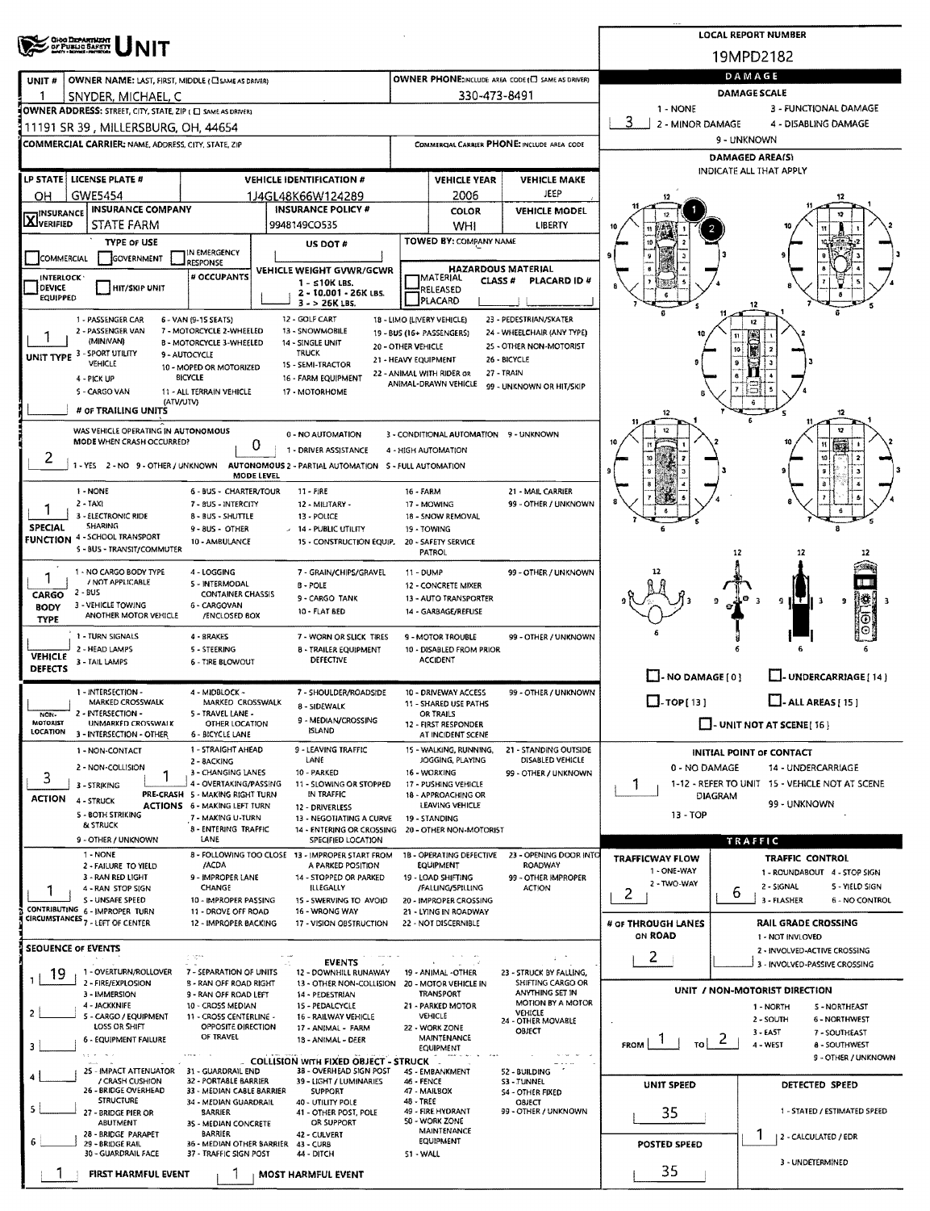# OHIO DEPARTMENT OF PUBLIC SAFETY UNIT

**LOCAL REPORT NUMBER:** 19MPD2182

| UNIT # | OWNER NAME: LAST, FIRST, MIDDLE ( ☐ SAME AS DRIVER) | OWNER PHONE: INCLUDE AREA CODE ( ☐ SAME AS DRIVER) |
|---|---|---|
| 1 | SNYDER, MICHAEL, C | 330-473-8491 |

**OWNER ADDRESS:** STREET, CITY, STATE, ZIP ( ☐ SAME AS DRIVER)
11191 SR 39 , MILLERSBURG, OH, 44654

**COMMERCIAL CARRIER:** NAME, ADDRESS, CITY, STATE, ZIP | **COMMERCIAL CARRIER PHONE:** INCLUDE AREA CODE

| LP STATE | LICENSE PLATE # | VEHICLE IDENTIFICATION # | VEHICLE YEAR | VEHICLE MAKE |
|---|---|---|---|---|
| OH | GWE5454 | 1J4GL48K66W124289 | 2006 | JEEP |

| INSURANCE | INSURANCE COMPANY | INSURANCE POLICY # | COLOR | VEHICLE MODEL |
|---|---|---|---|---|
| ☒ VERIFIED | STATE FARM | 9948149CO535 | WHI | LIBERTY |

**TYPE OF USE:** ☐ COMMERCIAL ☐ GOVERNMENT ☐ IN EMERGENCY RESPONSE
**US DOT #:**
**TOWED BY:** COMPANY NAME

☐ INTERLOCK DEVICE EQUIPPED ☐ HIT/SKIP UNIT
**# OCCUPANTS:**
**VEHICLE WEIGHT GVWR/GCWR:** 1 - ≤10K LBS. 2 - 10.001 - 26K LBS. 3 - > 26K LBS.
**HAZARDOUS MATERIAL:** ☐ MATERIAL RELEASED ☐ PLACARD | CLASS # | PLACARD ID #

**UNIT TYPE:** 1
1 - PASSENGER CAR; 2 - PASSENGER VAN (MINIVAN); 3 - SPORT UTILITY VEHICLE; 4 - PICK UP; 5 - CARGO VAN; 6 - VAN (9-15 SEATS); 7 - MOTORCYCLE 2-WHEELED; 8 - MOTORCYCLE 3-WHEELED; 9 - AUTOCYCLE; 10 - MOPED OR MOTORIZED BICYCLE; 11 - ALL TERRAIN VEHICLE (ATV/UTV); 12 - GOLF CART; 13 - SNOWMOBILE; 14 - SINGLE UNIT TRUCK; 15 - SEMI-TRACTOR; 16 - FARM EQUIPMENT; 17 - MOTORHOME; 18 - LIMO (LIVERY VEHICLE); 19 - BUS (16+ PASSENGERS); 20 - OTHER VEHICLE; 21 - HEAVY EQUIPMENT; 22 - ANIMAL WITH RIDER OR ANIMAL-DRAWN VEHICLE; 23 - PEDESTRIAN/SKATER; 24 - WHEELCHAIR (ANY TYPE); 25 - OTHER NON-MOTORIST; 26 - BICYCLE; 27 - TRAIN; 99 - UNKNOWN OR HIT/SKIP

**# OF TRAILING UNITS:**

**WAS VEHICLE OPERATING IN AUTONOMOUS MODE WHEN CRASH OCCURRED?** 2
1 - YES 2 - NO 9 - OTHER / UNKNOWN

**AUTONOMOUS MODE LEVEL:** 0
0 - NO AUTOMATION; 1 - DRIVER ASSISTANCE; 2 - PARTIAL AUTOMATION; 3 - CONDITIONAL AUTOMATION; 4 - HIGH AUTOMATION; 5 - FULL AUTOMATION; 9 - UNKNOWN

**SPECIAL FUNCTION:** 1
1 - NONE; 2 - TAXI; 3 - ELECTRONIC RIDE SHARING; 4 - SCHOOL TRANSPORT; 5 - BUS - TRANSIT/COMMUTER; 6 - BUS - CHARTER/TOUR; 7 - BUS - INTERCITY; 8 - BUS - SHUTTLE; 9 - BUS - OTHER; 10 - AMBULANCE; 11 - FIRE; 12 - MILITARY; 13 - POLICE; 14 - PUBLIC UTILITY; 15 - CONSTRUCTION EQUIP.; 16 - FARM; 17 - MOWING; 18 - SNOW REMOVAL; 19 - TOWING; 20 - SAFETY SERVICE PATROL; 21 - MAIL CARRIER; 99 - OTHER / UNKNOWN

**CARGO BODY TYPE:** 1
1 - NO CARGO BODY TYPE / NOT APPLICABLE; 2 - BUS; 3 - VEHICLE TOWING ANOTHER MOTOR VEHICLE; 4 - LOGGING; 5 - INTERMODAL CONTAINER CHASSIS; 6 - CARGOVAN /ENCLOSED BOX; 7 - GRAIN/CHIPS/GRAVEL; 8 - POLE; 9 - CARGO TANK; 10 - FLAT BED; 11 - DUMP; 12 - CONCRETE MIXER; 13 - AUTO TRANSPORTER; 14 - GARBAGE/REFUSE; 99 - OTHER / UNKNOWN

**VEHICLE DEFECTS:**
1 - TURN SIGNALS; 2 - HEAD LAMPS; 3 - TAIL LAMPS; 4 - BRAKES; 5 - STEERING; 6 - TIRE BLOWOUT; 7 - WORN OR SLICK TIRES; 8 - TRAILER EQUIPMENT DEFECTIVE; 9 - MOTOR TROUBLE; 10 - DISABLED FROM PRIOR ACCIDENT; 99 - OTHER / UNKNOWN

**NON-MOTORIST LOCATION:**
1 - INTERSECTION - MARKED CROSSWALK; 2 - INTERSECTION - UNMARKED CROSSWALK; 3 - INTERSECTION - OTHER; 4 - MIDBLOCK - MARKED CROSSWALK; 5 - TRAVEL LANE - OTHER LOCATION; 6 - BICYCLE LANE; 7 - SHOULDER/ROADSIDE; 8 - SIDEWALK; 9 - MEDIAN/CROSSING ISLAND; 10 - DRIVEWAY ACCESS; 11 - SHARED USE PATHS OR TRAILS; 12 - FIRST RESPONDER AT INCIDENT SCENE; 99 - OTHER / UNKNOWN

**ACTION:** 3
1 - NON-CONTACT; 2 - NON-COLLISION; 3 - STRIKING; 4 - STRUCK; 5 - BOTH STRIKING & STRUCK; 9 - OTHER / UNKNOWN

**PRE-CRASH ACTIONS:** 1
1 - STRAIGHT AHEAD; 2 - BACKING; 3 - CHANGING LANES; 4 - OVERTAKING/PASSING; 5 - MAKING RIGHT TURN; 6 - MAKING LEFT TURN; 7 - MAKING U-TURN; 8 - ENTERING TRAFFIC LANE; 9 - LEAVING TRAFFIC LANE; 10 - PARKED; 11 - SLOWING OR STOPPED IN TRAFFIC; 12 - DRIVERLESS; 13 - NEGOTIATING A CURVE; 14 - ENTERING OR CROSSING SPECIFIED LOCATION; 15 - WALKING, RUNNING, JOGGING, PLAYING; 16 - WORKING; 17 - PUSHING VEHICLE; 18 - APPROACHING OR LEAVING VEHICLE; 19 - STANDING; 20 - OTHER NON-MOTORIST; 21 - STANDING OUTSIDE DISABLED VEHICLE; 99 - OTHER / UNKNOWN

**CONTRIBUTING CIRCUMSTANCES:** 1
1 - NONE; 2 - FAILURE TO YIELD; 3 - RAN RED LIGHT; 4 - RAN STOP SIGN; 5 - UNSAFE SPEED; 6 - IMPROPER TURN; 7 - LEFT OF CENTER; 8 - FOLLOWING TOO CLOSE /ACDA; 9 - IMPROPER LANE CHANGE; 10 - IMPROPER PASSING; 11 - DROVE OFF ROAD; 12 - IMPROPER BACKING; 13 - IMPROPER START FROM A PARKED POSITION; 14 - STOPPED OR PARKED ILLEGALLY; 15 - SWERVING TO AVOID; 16 - WRONG WAY; 17 - VISION OBSTRUCTION; 18 - OPERATING DEFECTIVE EQUIPMENT; 19 - LOAD SHIFTING /FALLING/SPILLING; 20 - IMPROPER CROSSING; 21 - LYING IN ROADWAY; 22 - NOT DISCERNIBLE; 23 - OPENING DOOR INTO ROADWAY; 99 - OTHER IMPROPER ACTION

**SEQUENCE OF EVENTS:**
1: 19
2:
3:
4:
5:
6:

**EVENTS:** 1 - OVERTURN/ROLLOVER; 2 - FIRE/EXPLOSION; 3 - IMMERSION; 4 - JACKKNIFE; 5 - CARGO / EQUIPMENT LOSS OR SHIFT; 6 - EQUIPMENT FAILURE; 7 - SEPARATION OF UNITS; 8 - RAN OFF ROAD RIGHT; 9 - RAN OFF ROAD LEFT; 10 - CROSS MEDIAN; 11 - CROSS CENTERLINE - OPPOSITE DIRECTION OF TRAVEL; 12 - DOWNHILL RUNAWAY; 13 - OTHER NON-COLLISION; 14 - PEDESTRIAN; 15 - PEDALCYCLE; 16 - RAILWAY VEHICLE; 17 - ANIMAL - FARM; 18 - ANIMAL - DEER; 19 - ANIMAL -OTHER; 20 - MOTOR VEHICLE IN TRANSPORT; 21 - PARKED MOTOR VEHICLE; 22 - WORK ZONE MAINTENANCE EQUIPMENT; 23 - STRUCK BY FALLING, SHIFTING CARGO OR ANYTHING SET IN MOTION BY A MOTOR VEHICLE; 24 - OTHER MOVABLE OBJECT

**COLLISION WITH FIXED OBJECT - STRUCK:** 25 - IMPACT ATTENUATOR / CRASH CUSHION; 26 - BRIDGE OVERHEAD STRUCTURE; 27 - BRIDGE PIER OR ABUTMENT; 28 - BRIDGE PARAPET; 29 - BRIDGE RAIL; 30 - GUARDRAIL FACE; 31 - GUARDRAIL END; 32 - PORTABLE BARRIER; 33 - MEDIAN CABLE BARRIER; 34 - MEDIAN GUARDRAIL BARRIER; 35 - MEDIAN CONCRETE BARRIER; 36 - MEDIAN OTHER BARRIER; 37 - TRAFFIC SIGN POST; 38 - OVERHEAD SIGN POST; 39 - LIGHT / LUMINARIES SUPPORT; 40 - UTILITY POLE; 41 - OTHER POST, POLE OR SUPPORT; 42 - CULVERT; 43 - CURB; 44 - DITCH; 45 - EMBANKMENT; 46 - FENCE; 47 - MAILBOX; 48 - TREE; 49 - FIRE HYDRANT; 50 - WORK ZONE MAINTENANCE EQUIPMENT; 51 - WALL; 52 - BUILDING; 53 - TUNNEL; 54 - OTHER FIXED OBJECT; 99 - OTHER / UNKNOWN

**FIRST HARMFUL EVENT:** 1 **MOST HARMFUL EVENT:** 1

## DAMAGE

**DAMAGE SCALE:** 3
1 - NONE; 2 - MINOR DAMAGE; 3 - FUNCTIONAL DAMAGE; 4 - DISABLING DAMAGE; 9 - UNKNOWN

**DAMAGED AREA(S)** INDICATE ALL THAT APPLY: 1, 2

☐ - NO DAMAGE [ 0 ] ☐ - UNDERCARRIAGE [ 14 ]
☐ - TOP [ 13 ] ☐ - ALL AREAS [ 15 ]
☐ - UNIT NOT AT SCENE [ 16 ]

**INITIAL POINT OF CONTACT:** 1
0 - NO DAMAGE; 1-12 - REFER TO UNIT DIAGRAM; 13 - TOP; 14 - UNDERCARRIAGE; 15 - VEHICLE NOT AT SCENE; 99 - UNKNOWN

## TRAFFIC

**TRAFFICWAY FLOW:** 2
1 - ONE-WAY; 2 - TWO-WAY

**TRAFFIC CONTROL:** 6
1 - ROUNDABOUT; 2 - SIGNAL; 3 - FLASHER; 4 - STOP SIGN; 5 - YIELD SIGN; 6 - NO CONTROL

**# OF THROUGH LANES ON ROAD:** 2

**RAIL GRADE CROSSING:**
1 - NOT INVOLVED; 2 - INVOLVED-ACTIVE CROSSING; 3 - INVOLVED-PASSIVE CROSSING

**UNIT / NON-MOTORIST DIRECTION:** FROM 1 TO 2
1 - NORTH; 2 - SOUTH; 3 - EAST; 4 - WEST; 5 - NORTHEAST; 6 - NORTHWEST; 7 - SOUTHEAST; 8 - SOUTHWEST; 9 - OTHER / UNKNOWN

**UNIT SPEED:** 35

**DETECTED SPEED:** 1
1 - STATED / ESTIMATED SPEED; 2 - CALCULATED / EDR; 3 - UNDETERMINED

**POSTED SPEED:** 35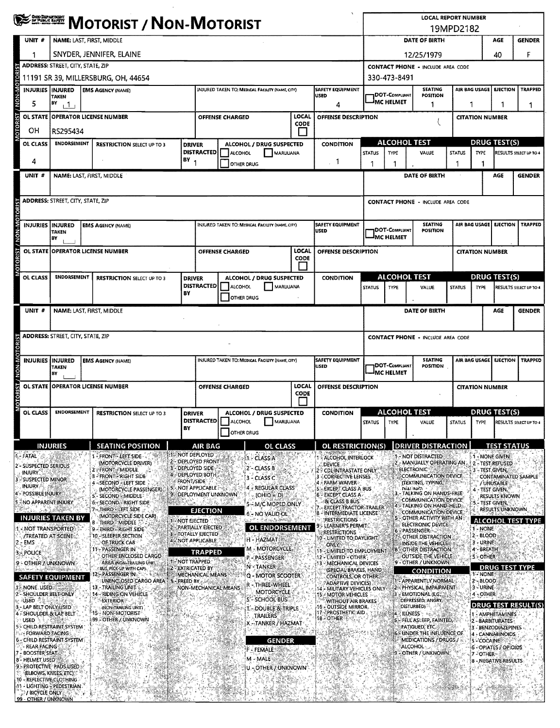# MOTORIST / NON-MOTORIST

**LOCAL REPORT NUMBER:** 19MPD2182

## Unit 1

| UNIT # | NAME: LAST, FIRST, MIDDLE | DATE OF BIRTH | AGE | GENDER |
|---|---|---|---|---|
| 1 | SNYDER, JENNIFER, ELAINE | 12/25/1979 | 40 | F |

| ADDRESS: STREET, CITY, STATE, ZIP | CONTACT PHONE - INCLUDE AREA CODE |
|---|---|
| 11191 SR 39, MILLERSBURG, OH, 44654 | 330-473-8491 |

| INJURIES | INJURED TAKEN BY | EMS AGENCY (NAME) | INJURED TAKEN TO: MEDICAL FACILITY (NAME, CITY) | SAFETY EQUIPMENT USED | DOT-COMPLIANT MC HELMET | SEATING POSITION | AIR BAG USAGE | EJECTION | TRAPPED |
|---|---|---|---|---|---|---|---|---|---|
| 5 | 1 | | | 4 | | 1 | 1 | 1 | 1 |

| OL STATE | OPERATOR LICENSE NUMBER | OFFENSE CHARGED | LOCAL CODE | OFFENSE DESCRIPTION | CITATION NUMBER |
|---|---|---|---|---|---|
| OH | RS295434 | | | | |

| OL CLASS | ENDORSEMENT | RESTRICTION SELECT UP TO 3 | DRIVER DISTRACTED BY | ALCOHOL / DRUG SUSPECTED | CONDITION | ALCOHOL TEST STATUS | ALCOHOL TEST TYPE | ALCOHOL TEST VALUE | DRUG TEST STATUS | DRUG TEST TYPE | DRUG TEST RESULTS SELECT UP TO 4 |
|---|---|---|---|---|---|---|---|---|---|---|---|
| 4 | | | 1 | ☐ ALCOHOL ☐ MARIJUANA ☐ OTHER DRUG | 1 | 1 | 1 | . | 1 | 1 | |

## Unit (blank)

| UNIT # | NAME: LAST, FIRST, MIDDLE | DATE OF BIRTH | AGE | GENDER |
|---|---|---|---|---|
| | | | | |

ADDRESS: STREET, CITY, STATE, ZIP — CONTACT PHONE - INCLUDE AREA CODE

INJURIES | INJURED TAKEN BY | EMS AGENCY (NAME) | INJURED TAKEN TO: MEDICAL FACILITY (NAME, CITY) | SAFETY EQUIPMENT USED | DOT-COMPLIANT MC HELMET | SEATING POSITION | AIR BAG USAGE | EJECTION | TRAPPED

OL STATE | OPERATOR LICENSE NUMBER | OFFENSE CHARGED | LOCAL CODE | OFFENSE DESCRIPTION | CITATION NUMBER

OL CLASS | ENDORSEMENT | RESTRICTION SELECT UP TO 3 | DRIVER DISTRACTED BY | ALCOHOL / DRUG SUSPECTED (☐ ALCOHOL ☐ MARIJUANA ☐ OTHER DRUG) | CONDITION | ALCOHOL TEST (STATUS, TYPE, VALUE) | DRUG TEST(S) (STATUS, TYPE, RESULTS SELECT UP TO 4)

## Unit (blank)

| UNIT # | NAME: LAST, FIRST, MIDDLE | DATE OF BIRTH | AGE | GENDER |
|---|---|---|---|---|
| | | | | |

ADDRESS: STREET, CITY, STATE, ZIP — CONTACT PHONE - INCLUDE AREA CODE

INJURIES | INJURED TAKEN BY | EMS AGENCY (NAME) | INJURED TAKEN TO: MEDICAL FACILITY (NAME, CITY) | SAFETY EQUIPMENT USED | DOT-COMPLIANT MC HELMET | SEATING POSITION | AIR BAG USAGE | EJECTION | TRAPPED

OL STATE | OPERATOR LICENSE NUMBER | OFFENSE CHARGED | LOCAL CODE | OFFENSE DESCRIPTION | CITATION NUMBER

OL CLASS | ENDORSEMENT | RESTRICTION SELECT UP TO 3 | DRIVER DISTRACTED BY | ALCOHOL / DRUG SUSPECTED (☐ ALCOHOL ☐ MARIJUANA ☐ OTHER DRUG) | CONDITION | ALCOHOL TEST (STATUS, TYPE, VALUE) | DRUG TEST(S) (STATUS, TYPE, RESULTS SELECT UP TO 4)

## Codes

### INJURIES
1 - FATAL
2 - SUSPECTED SERIOUS INJURY
3 - SUSPECTED MINOR INJURY
4 - POSSIBLE INJURY
5 - NO APPARENT INJURY

### INJURIES TAKEN BY
1 - NOT TRANSPORTED /TREATED AT SCENE
2 - EMS
3 - POLICE
9 - OTHER / UNKNOWN

### SAFETY EQUIPMENT
1 - NONE USED
2 - SHOULDER BELT ONLY USED
3 - LAP BELT ONLY USED
4 - SHOULDER & LAP BELT USED
5 - CHILD RESTRAINT SYSTEM - FORWARD FACING
6 - CHILD RESTRAINT SYSTEM - REAR FACING
7 - BOOSTER SEAT
8 - HELMET USED
9 - PROTECTIVE PADS USED (ELBOWS, KNEES, ETC)
10 - REFLECTIVE CLOTHING
11 - LIGHTING - PEDESTRIAN / BICYCLE ONLY
99 - OTHER / UNKNOWN

### SEATING POSITION
1 - FRONT - LEFT SIDE (MOTORCYCLE DRIVER)
2 - FRONT - MIDDLE
3 - FRONT - RIGHT SIDE
4 - SECOND - LEFT SIDE (MOTORCYCLE PASSENGER)
5 - SECOND - MIDDLE
6 - SECOND - RIGHT SIDE
7 - THIRD - LEFT SIDE (MOTORCYCLE SIDE CAR)
8 - THIRD - MIDDLE
9 - THIRD - RIGHT SIDE
10 - SLEEPER SECTION OF TRUCK CAB
11 - PASSENGER IN OTHER ENCLOSED CARGO AREA (NON-TRAILING UNIT, BUS, PICK-UP WITH CAP)
12 - PASSENGER IN UNENCLOSED CARGO AREA
13 - TRAILING UNIT
14 - RIDING ON VEHICLE EXTERIOR (NON-TRAILING UNIT)
15 - NON-MOTORIST
99 - OTHER / UNKNOWN

### AIR BAG
1 - NOT DEPLOYED
2 - DEPLOYED FRONT
3 - DEPLOYED SIDE
4 - DEPLOYED BOTH FRONT/SIDE
5 - NOT APPLICABLE
9 - DEPLOYMENT UNKNOWN

### EJECTION
1 - NOT EJECTED
2 - PARTIALLY EJECTED
3 - TOTALLY EJECTED
4 - NOT APPLICABLE

### TRAPPED
1 - NOT TRAPPED
2 - EXTRICATED BY MECHANICAL MEANS
3 - FREED BY NON-MECHANICAL MEANS

### OL CLASS
1 - CLASS A
2 - CLASS B
3 - CLASS C
4 - REGULAR CLASS (OHIO = D)
5 - M/C MOPED ONLY
6 - NO VALID OL

### OL ENDORSEMENT
H - HAZMAT
M - MOTORCYCLE
P - PASSENGER
N - TANKER
Q - MOTOR SCOOTER
R - THREE-WHEEL MOTORCYCLE
S - SCHOOL BUS
T - DOUBLE & TRIPLE TRAILERS
X - TANKER / HAZMAT

### GENDER
F - FEMALE
M - MALE
U - OTHER / UNKNOWN

### OL RESTRICTION(S)
1 - ALCOHOL INTERLOCK DEVICE
2 - CDL INTRASTATE ONLY
3 - CORRECTIVE LENSES
4 - FARM WAIVER
5 - EXCEPT CLASS A BUS
6 - EXCEPT CLASS A & CLASS B BUS
7 - EXCEPT TRACTOR-TRAILER
8 - INTERMEDIATE LICENSE RESTRICTIONS
9 - LEARNER'S PERMIT RESTRICTIONS
10 - LIMITED TO DAYLIGHT ONLY
11 - LIMITED TO EMPLOYMENT
12 - LIMITED - OTHER
13 - MECHANICAL DEVICES (SPECIAL BRAKES, HAND CONTROLS, OR OTHER ADAPTIVE DEVICES)
14 - MILITARY VEHICLES ONLY
15 - MOTOR VEHICLES WITHOUT AIR BRAKES
16 - OUTSIDE MIRROR
17 - PROSTHETIC AID
18 - OTHER

### DRIVER DISTRACTION
1 - NOT DISTRACTED
2 - MANUALLY OPERATING AN ELECTRONIC COMMUNICATION DEVICE (TEXTING, TYPING, DIALING)
3 - TALKING ON HANDS-FREE COMMUNICATION DEVICE
4 - TALKING ON HAND-HELD COMMUNICATION DEVICE
5 - OTHER ACTIVITY WITH AN ELECTRONIC DEVICE
6 - PASSENGER
7 - OTHER DISTRACTION INSIDE THE VEHICLE
8 - OTHER DISTRACTION OUTSIDE THE VEHICLE
9 - OTHER / UNKNOWN

### CONDITION
1 - APPARENTLY NORMAL
2 - PHYSICAL IMPAIRMENT
3 - EMOTIONAL (E.G., DEPRESSED, ANGRY, DISTURBED)
4 - ILLNESS
5 - FELL ASLEEP, FAINTED, FATIGUED, ETC.
6 - UNDER THE INFLUENCE OF MEDICATIONS / DRUGS / ALCOHOL
9 - OTHER / UNKNOWN

### TEST STATUS
1 - NONE GIVEN
2 - TEST REFUSED
3 - TEST GIVEN, CONTAMINATED SAMPLE / UNUSABLE
4 - TEST GIVEN, RESULTS KNOWN
5 - TEST GIVEN, RESULTS UNKNOWN

### ALCOHOL TEST TYPE
1 - NONE
2 - BLOOD
3 - URINE
4 - BREATH
5 - OTHER

### DRUG TEST TYPE
1 - NONE
2 - BLOOD
3 - URINE
4 - OTHER

### DRUG TEST RESULT(S)
1 - AMPHETAMINES
2 - BARBITURATES
3 - BENZODIAZEPINES
4 - CANNABINOIDS
5 - COCAINE
6 - OPIATES / OPIOIDS
7 - OTHER
8 - NEGATIVE RESULTS